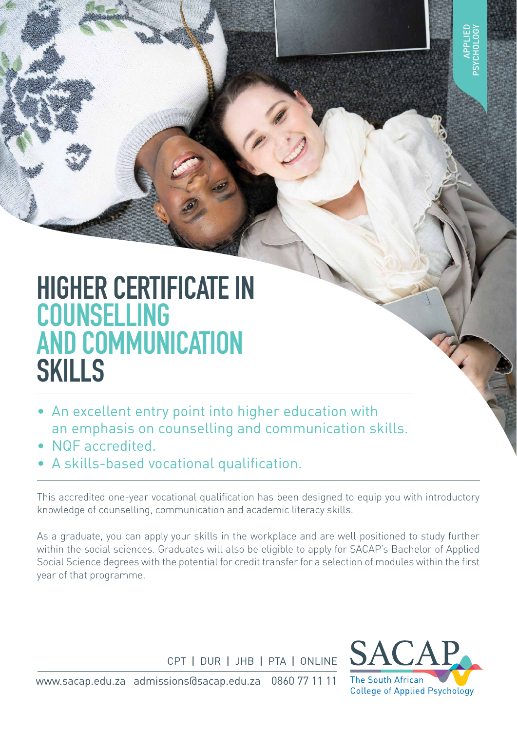APPLIED PSYCHOLOGY

# HIGHER CERTIFICATE IN COUNSELLING AND COMMUNICATION SKILLS

- An excellent entry point into higher education with an emphasis on counselling and communication skills.
- NQF accredited.
- A skills-based vocational qualification.

This accredited one-year vocational qualification has been designed to equip you with introductory knowledge of counselling, communication and academic literacy skills.

As a graduate, you can apply your skills in the workplace and are well positioned to study further within the social sciences. Graduates will also be eligible to apply for SACAP's Bachelor of Applied Social Science degrees with the potential for credit transfer for a selection of modules within the first year of that programme.

CPT | DUR | JHB | PTA | ONLINE

www.sacap.edu.za admissions@sacap.edu.za 0860 77 11 11

SACAP
The South African College of Applied Psychology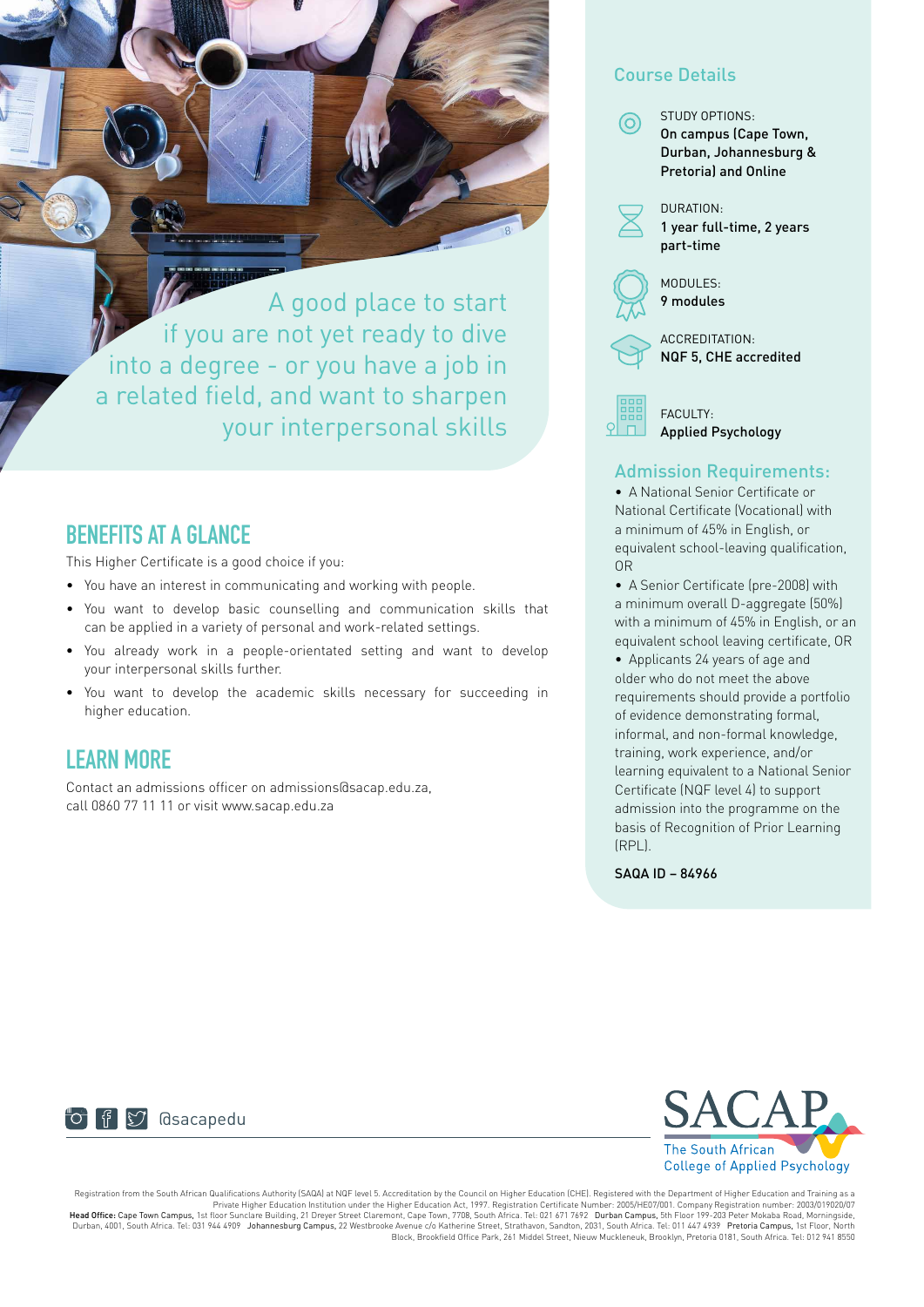A good place to start if you are not yet ready to dive into a degree - or you have a job in a related field, and want to sharpen your interpersonal skills

## BENEFITS AT A GLANCE

This Higher Certificate is a good choice if you:

- You have an interest in communicating and working with people.
- You want to develop basic counselling and communication skills that can be applied in a variety of personal and work-related settings.
- You already work in a people-orientated setting and want to develop your interpersonal skills further.
- You want to develop the academic skills necessary for succeeding in higher education.

## LEARN MORE

Contact an admissions officer on admissions@sacap.edu.za, call 0860 77 11 11 or visit www.sacap.edu.za

## Course Details

STUDY OPTIONS:
**On campus (Cape Town, Durban, Johannesburg & Pretoria) and Online**

DURATION:
**1 year full-time, 2 years part-time**

MODULES:
**9 modules**

ACCREDITATION:
**NQF 5, CHE accredited**

FACULTY:
**Applied Psychology**

## Admission Requirements:

- A National Senior Certificate or National Certificate (Vocational) with a minimum of 45% in English, or equivalent school-leaving qualification, OR
- A Senior Certificate (pre-2008) with a minimum overall D-aggregate (50%) with a minimum of 45% in English, or an equivalent school leaving certificate, OR
- Applicants 24 years of age and older who do not meet the above requirements should provide a portfolio of evidence demonstrating formal, informal, and non-formal knowledge, training, work experience, and/or learning equivalent to a National Senior Certificate (NQF level 4) to support admission into the programme on the basis of Recognition of Prior Learning (RPL).

**SAQA ID – 84966**

@sacapedu

SACAP
The South African College of Applied Psychology

Registration from the South African Qualifications Authority (SAQA) at NQF level 5. Accreditation by the Council on Higher Education (CHE). Registered with the Department of Higher Education and Training as a Private Higher Education Institution under the Higher Education Act, 1997. Registration Certificate Number: 2005/HE07/001. Company Registration number: 2003/019020/07
**Head Office:** Cape Town Campus, 1st floor Sunclare Building, 21 Dreyer Street Claremont, Cape Town, 7708, South Africa. Tel: 021 671 7692 Durban Campus, 5th Floor 199-203 Peter Mokaba Road, Morningside, Durban, 4001, South Africa. Tel: 031 944 4909 Johannesburg Campus, 22 Westbrooke Avenue c/o Katherine Street, Strathavon, Sandton, 2031, South Africa. Tel: 011 447 4939 Pretoria Campus, 1st Floor, North Block, Brookfield Office Park, 261 Middel Street, Nieuw Muckleneuk, Brooklyn, Pretoria 0181, South Africa. Tel: 012 941 8550